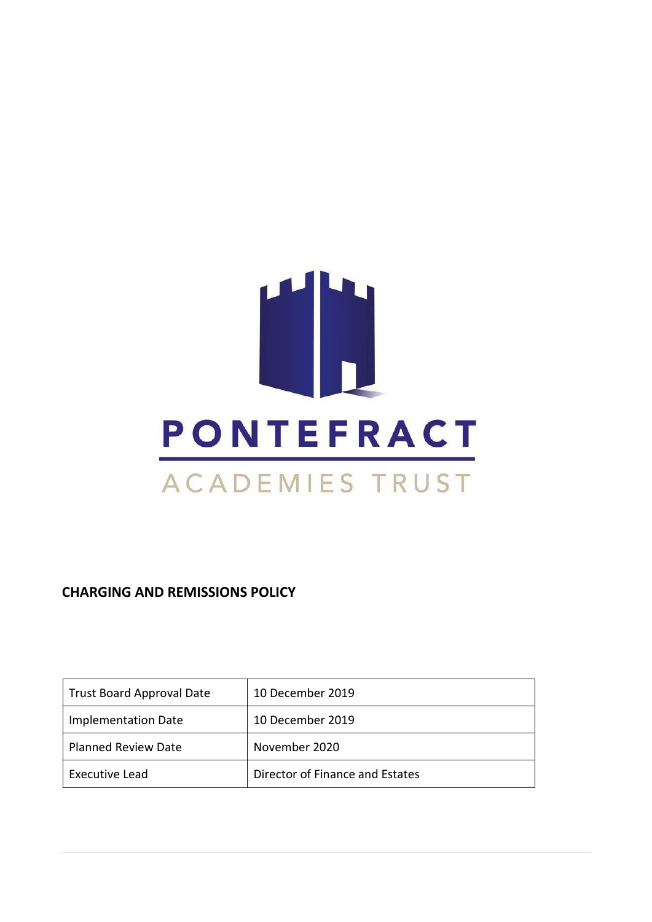PONTEFRACT

ACADEMIES TRUST

**CHARGING AND REMISSIONS POLICY**

| Trust Board Approval Date | 10 December 2019 |
| --- | --- |
| Implementation Date | 10 December 2019 |
| Planned Review Date | November 2020 |
| Executive Lead | Director of Finance and Estates |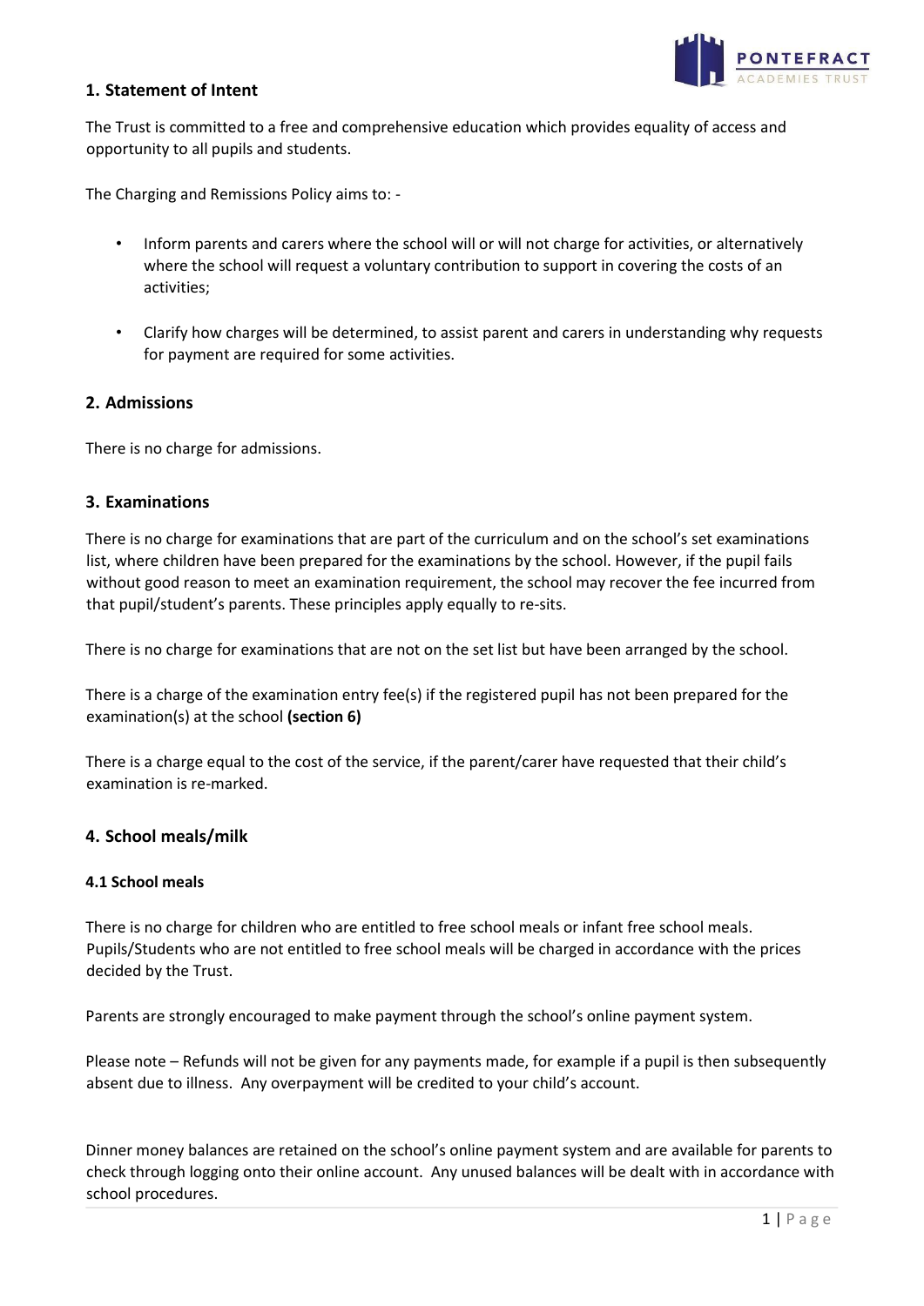## 1. Statement of Intent

The Trust is committed to a free and comprehensive education which provides equality of access and opportunity to all pupils and students.

The Charging and Remissions Policy aims to: -

- Inform parents and carers where the school will or will not charge for activities, or alternatively where the school will request a voluntary contribution to support in covering the costs of an activities;
- Clarify how charges will be determined, to assist parent and carers in understanding why requests for payment are required for some activities.

## 2. Admissions

There is no charge for admissions.

## 3. Examinations

There is no charge for examinations that are part of the curriculum and on the school's set examinations list, where children have been prepared for the examinations by the school. However, if the pupil fails without good reason to meet an examination requirement, the school may recover the fee incurred from that pupil/student's parents. These principles apply equally to re-sits.

There is no charge for examinations that are not on the set list but have been arranged by the school.

There is a charge of the examination entry fee(s) if the registered pupil has not been prepared for the examination(s) at the school **(section 6)**

There is a charge equal to the cost of the service, if the parent/carer have requested that their child's examination is re-marked.

## 4. School meals/milk

### 4.1 School meals

There is no charge for children who are entitled to free school meals or infant free school meals. Pupils/Students who are not entitled to free school meals will be charged in accordance with the prices decided by the Trust.

Parents are strongly encouraged to make payment through the school's online payment system.

Please note – Refunds will not be given for any payments made, for example if a pupil is then subsequently absent due to illness. Any overpayment will be credited to your child's account.

Dinner money balances are retained on the school's online payment system and are available for parents to check through logging onto their online account. Any unused balances will be dealt with in accordance with school procedures.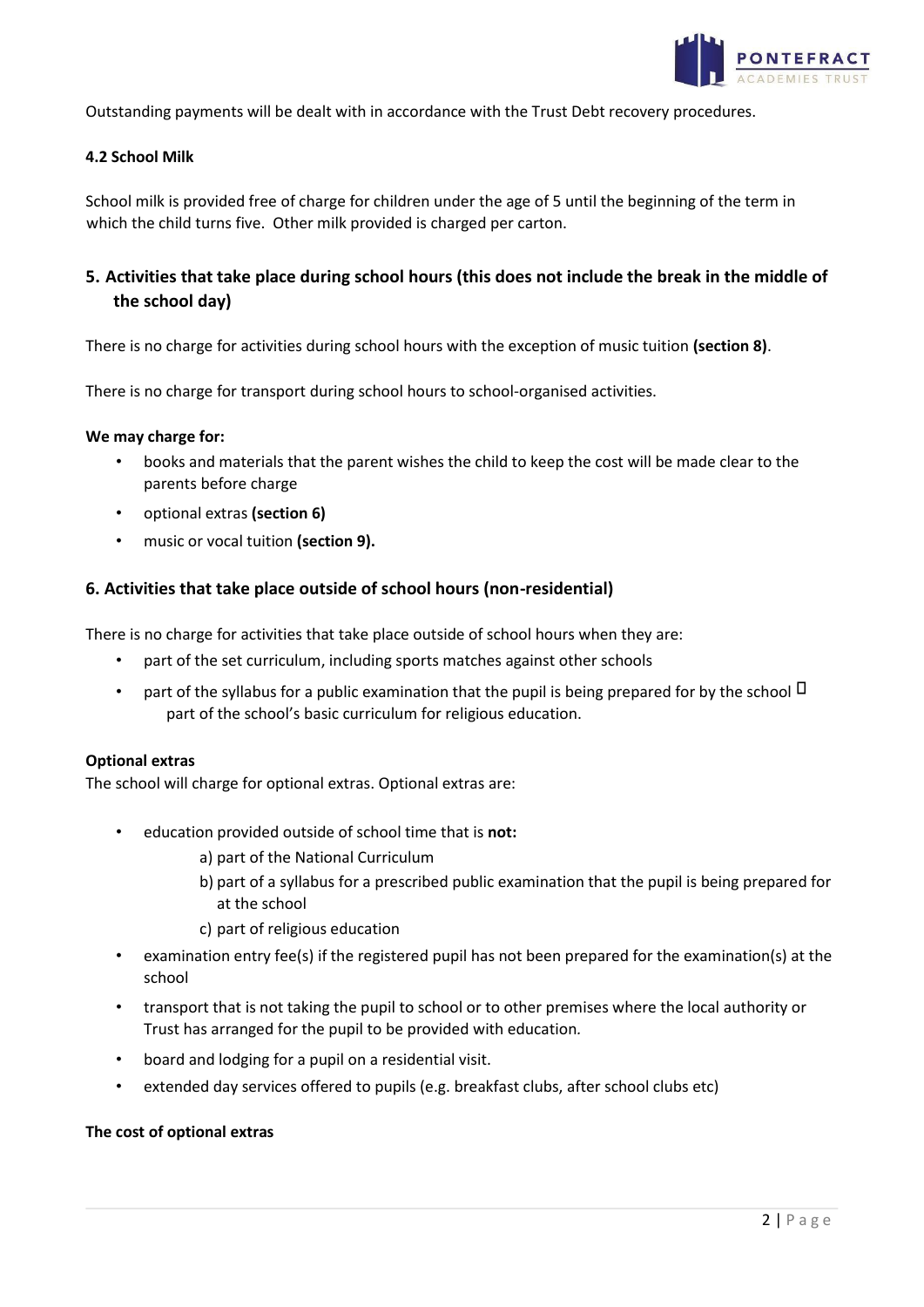Outstanding payments will be dealt with in accordance with the Trust Debt recovery procedures.

### 4.2 School Milk

School milk is provided free of charge for children under the age of 5 until the beginning of the term in which the child turns five. Other milk provided is charged per carton.

## 5. Activities that take place during school hours (this does not include the break in the middle of the school day)

There is no charge for activities during school hours with the exception of music tuition **(section 8)**.

There is no charge for transport during school hours to school-organised activities.

**We may charge for:**

- books and materials that the parent wishes the child to keep the cost will be made clear to the parents before charge
- optional extras **(section 6)**
- music or vocal tuition **(section 9).**

## 6. Activities that take place outside of school hours (non-residential)

There is no charge for activities that take place outside of school hours when they are:

- part of the set curriculum, including sports matches against other schools
- part of the syllabus for a public examination that the pupil is being prepared for by the school  part of the school's basic curriculum for religious education.

**Optional extras**
The school will charge for optional extras. Optional extras are:

- education provided outside of school time that is **not:**
  - a) part of the National Curriculum
  - b) part of a syllabus for a prescribed public examination that the pupil is being prepared for at the school
  - c) part of religious education
- examination entry fee(s) if the registered pupil has not been prepared for the examination(s) at the school
- transport that is not taking the pupil to school or to other premises where the local authority or Trust has arranged for the pupil to be provided with education.
- board and lodging for a pupil on a residential visit.
- extended day services offered to pupils (e.g. breakfast clubs, after school clubs etc)

**The cost of optional extras**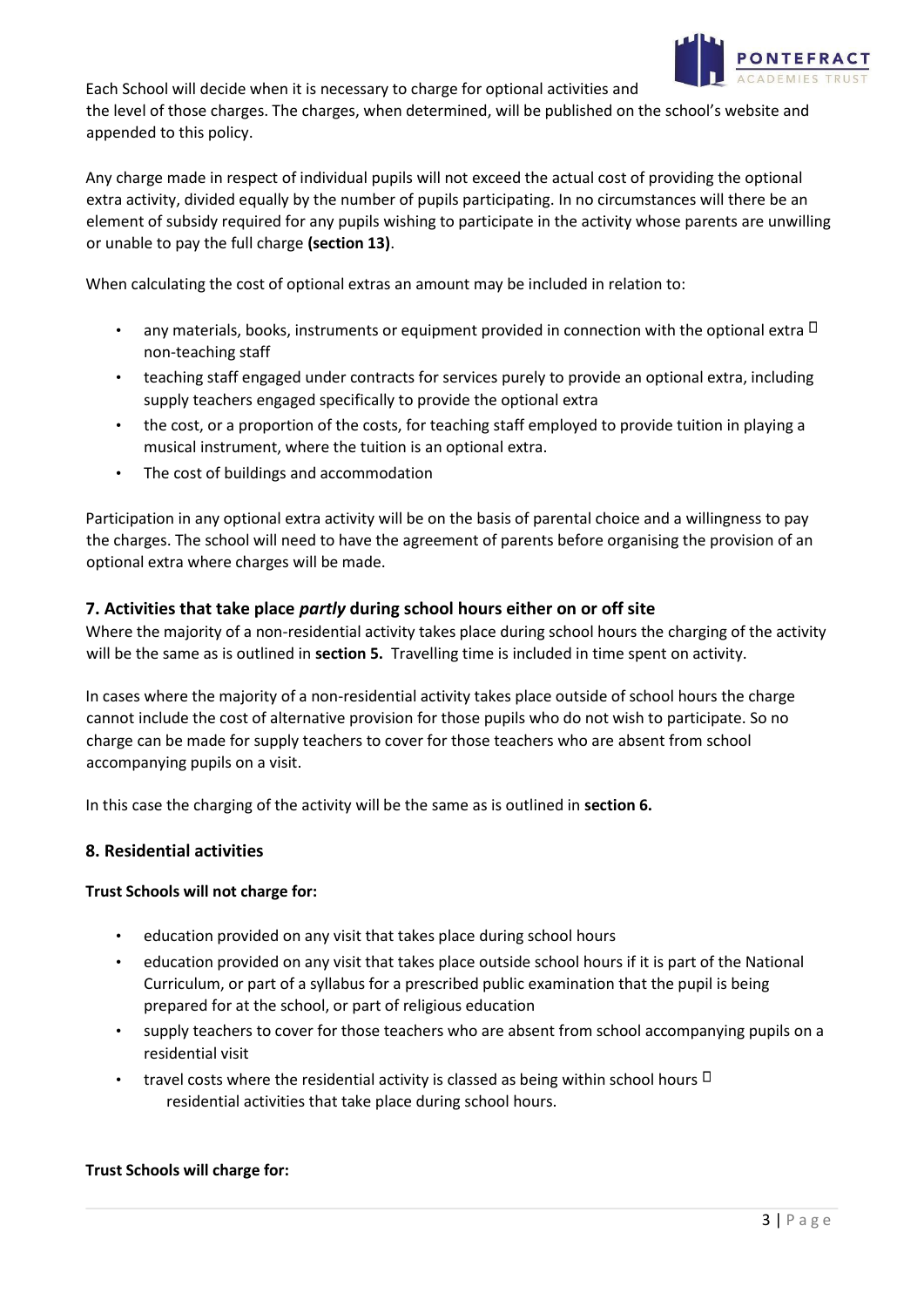Each School will decide when it is necessary to charge for optional activities and the level of those charges. The charges, when determined, will be published on the school's website and appended to this policy.

Any charge made in respect of individual pupils will not exceed the actual cost of providing the optional extra activity, divided equally by the number of pupils participating. In no circumstances will there be an element of subsidy required for any pupils wishing to participate in the activity whose parents are unwilling or unable to pay the full charge **(section 13)**.

When calculating the cost of optional extras an amount may be included in relation to:

- any materials, books, instruments or equipment provided in connection with the optional extra  non-teaching staff
- teaching staff engaged under contracts for services purely to provide an optional extra, including supply teachers engaged specifically to provide the optional extra
- the cost, or a proportion of the costs, for teaching staff employed to provide tuition in playing a musical instrument, where the tuition is an optional extra.
- The cost of buildings and accommodation

Participation in any optional extra activity will be on the basis of parental choice and a willingness to pay the charges. The school will need to have the agreement of parents before organising the provision of an optional extra where charges will be made.

## 7. Activities that take place *partly* during school hours either on or off site

Where the majority of a non-residential activity takes place during school hours the charging of the activity will be the same as is outlined in **section 5.** Travelling time is included in time spent on activity.

In cases where the majority of a non-residential activity takes place outside of school hours the charge cannot include the cost of alternative provision for those pupils who do not wish to participate. So no charge can be made for supply teachers to cover for those teachers who are absent from school accompanying pupils on a visit.

In this case the charging of the activity will be the same as is outlined in **section 6.**

## 8. Residential activities

**Trust Schools will not charge for:**

- education provided on any visit that takes place during school hours
- education provided on any visit that takes place outside school hours if it is part of the National Curriculum, or part of a syllabus for a prescribed public examination that the pupil is being prepared for at the school, or part of religious education
- supply teachers to cover for those teachers who are absent from school accompanying pupils on a residential visit
- travel costs where the residential activity is classed as being within school hours  residential activities that take place during school hours.

**Trust Schools will charge for:**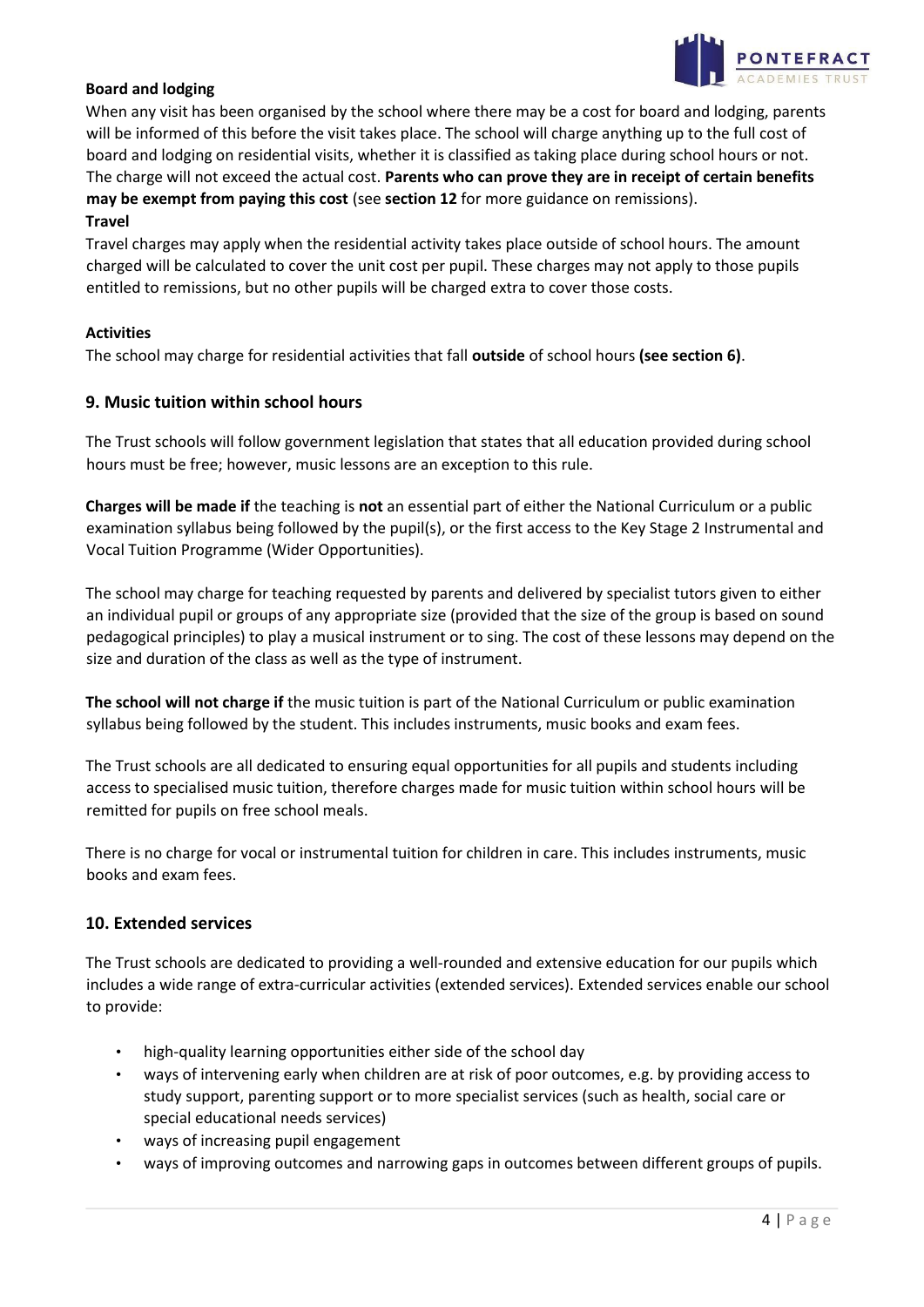**Board and lodging**

When any visit has been organised by the school where there may be a cost for board and lodging, parents will be informed of this before the visit takes place. The school will charge anything up to the full cost of board and lodging on residential visits, whether it is classified as taking place during school hours or not. The charge will not exceed the actual cost. **Parents who can prove they are in receipt of certain benefits may be exempt from paying this cost** (see **section 12** for more guidance on remissions).

**Travel**

Travel charges may apply when the residential activity takes place outside of school hours. The amount charged will be calculated to cover the unit cost per pupil. These charges may not apply to those pupils entitled to remissions, but no other pupils will be charged extra to cover those costs.

**Activities**

The school may charge for residential activities that fall **outside** of school hours **(see section 6)**.

## 9. Music tuition within school hours

The Trust schools will follow government legislation that states that all education provided during school hours must be free; however, music lessons are an exception to this rule.

**Charges will be made if** the teaching is **not** an essential part of either the National Curriculum or a public examination syllabus being followed by the pupil(s), or the first access to the Key Stage 2 Instrumental and Vocal Tuition Programme (Wider Opportunities).

The school may charge for teaching requested by parents and delivered by specialist tutors given to either an individual pupil or groups of any appropriate size (provided that the size of the group is based on sound pedagogical principles) to play a musical instrument or to sing. The cost of these lessons may depend on the size and duration of the class as well as the type of instrument.

**The school will not charge if** the music tuition is part of the National Curriculum or public examination syllabus being followed by the student. This includes instruments, music books and exam fees.

The Trust schools are all dedicated to ensuring equal opportunities for all pupils and students including access to specialised music tuition, therefore charges made for music tuition within school hours will be remitted for pupils on free school meals.

There is no charge for vocal or instrumental tuition for children in care. This includes instruments, music books and exam fees.

## 10. Extended services

The Trust schools are dedicated to providing a well-rounded and extensive education for our pupils which includes a wide range of extra-curricular activities (extended services). Extended services enable our school to provide:

- high-quality learning opportunities either side of the school day
- ways of intervening early when children are at risk of poor outcomes, e.g. by providing access to study support, parenting support or to more specialist services (such as health, social care or special educational needs services)
- ways of increasing pupil engagement
- ways of improving outcomes and narrowing gaps in outcomes between different groups of pupils.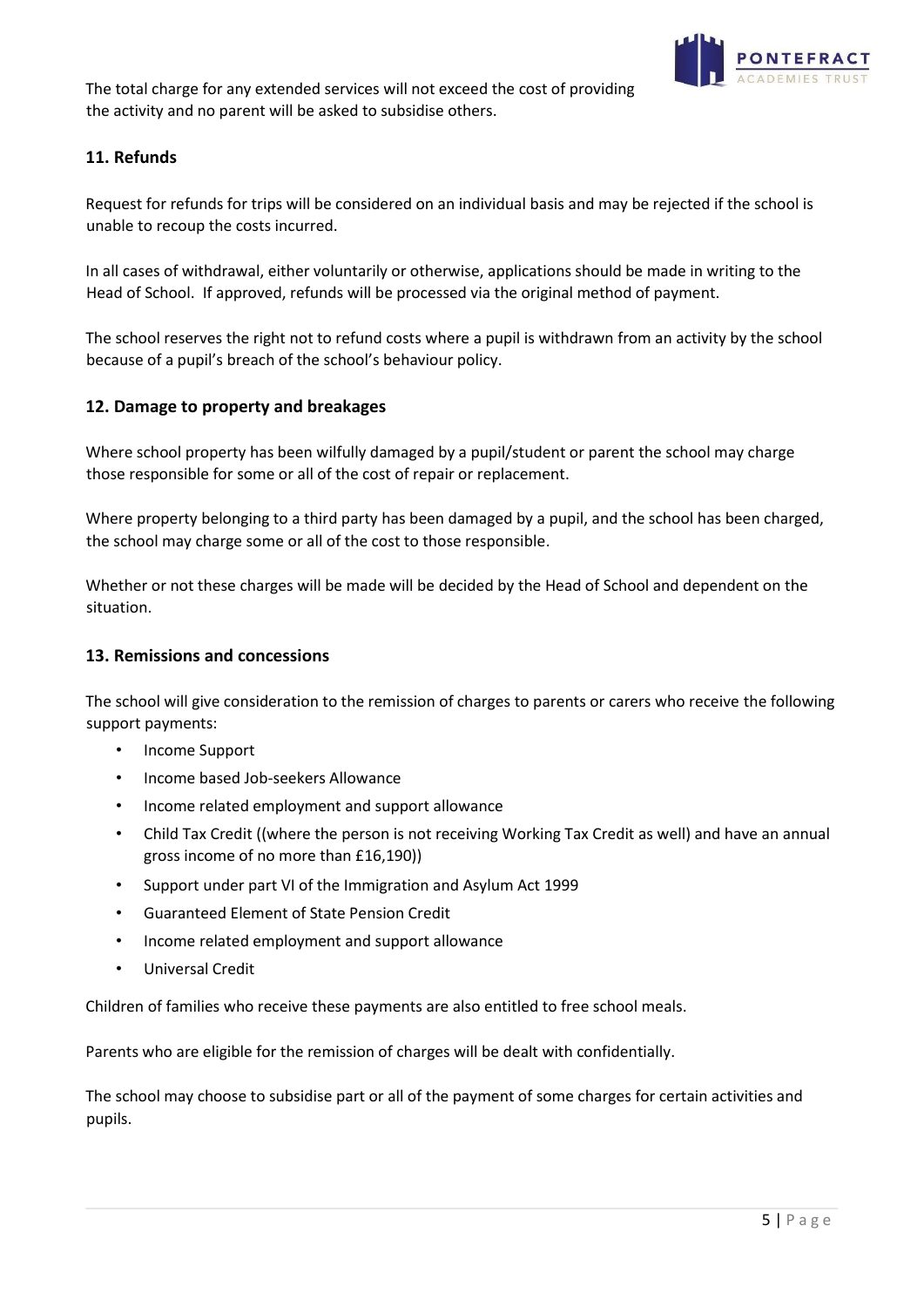The total charge for any extended services will not exceed the cost of providing the activity and no parent will be asked to subsidise others.

## 11. Refunds

Request for refunds for trips will be considered on an individual basis and may be rejected if the school is unable to recoup the costs incurred.

In all cases of withdrawal, either voluntarily or otherwise, applications should be made in writing to the Head of School. If approved, refunds will be processed via the original method of payment.

The school reserves the right not to refund costs where a pupil is withdrawn from an activity by the school because of a pupil's breach of the school's behaviour policy.

## 12. Damage to property and breakages

Where school property has been wilfully damaged by a pupil/student or parent the school may charge those responsible for some or all of the cost of repair or replacement.

Where property belonging to a third party has been damaged by a pupil, and the school has been charged, the school may charge some or all of the cost to those responsible.

Whether or not these charges will be made will be decided by the Head of School and dependent on the situation.

## 13. Remissions and concessions

The school will give consideration to the remission of charges to parents or carers who receive the following support payments:

- Income Support
- Income based Job-seekers Allowance
- Income related employment and support allowance
- Child Tax Credit ((where the person is not receiving Working Tax Credit as well) and have an annual gross income of no more than £16,190))
- Support under part VI of the Immigration and Asylum Act 1999
- Guaranteed Element of State Pension Credit
- Income related employment and support allowance
- Universal Credit

Children of families who receive these payments are also entitled to free school meals.

Parents who are eligible for the remission of charges will be dealt with confidentially.

The school may choose to subsidise part or all of the payment of some charges for certain activities and pupils.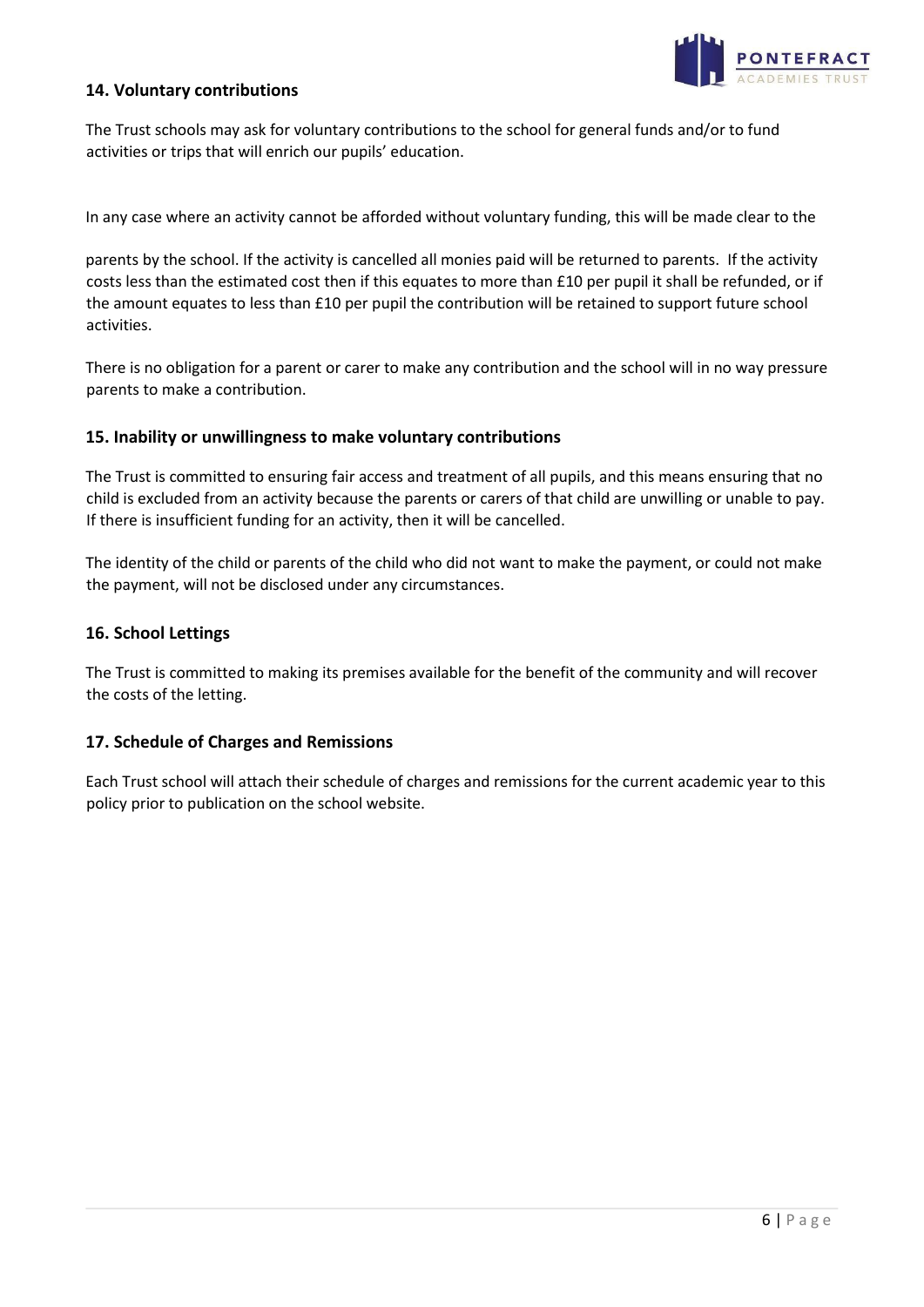## 14. Voluntary contributions

The Trust schools may ask for voluntary contributions to the school for general funds and/or to fund activities or trips that will enrich our pupils' education.

In any case where an activity cannot be afforded without voluntary funding, this will be made clear to the parents by the school. If the activity is cancelled all monies paid will be returned to parents. If the activity costs less than the estimated cost then if this equates to more than £10 per pupil it shall be refunded, or if the amount equates to less than £10 per pupil the contribution will be retained to support future school activities.

There is no obligation for a parent or carer to make any contribution and the school will in no way pressure parents to make a contribution.

## 15. Inability or unwillingness to make voluntary contributions

The Trust is committed to ensuring fair access and treatment of all pupils, and this means ensuring that no child is excluded from an activity because the parents or carers of that child are unwilling or unable to pay. If there is insufficient funding for an activity, then it will be cancelled.

The identity of the child or parents of the child who did not want to make the payment, or could not make the payment, will not be disclosed under any circumstances.

## 16. School Lettings

The Trust is committed to making its premises available for the benefit of the community and will recover the costs of the letting.

## 17. Schedule of Charges and Remissions

Each Trust school will attach their schedule of charges and remissions for the current academic year to this policy prior to publication on the school website.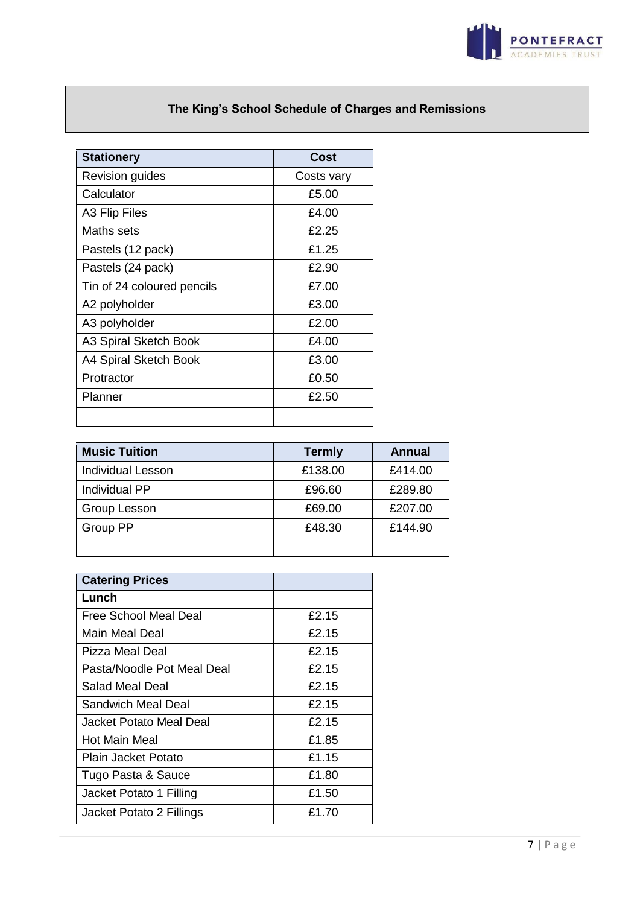## The King's School Schedule of Charges and Remissions

| Stationery | Cost |
|---|---|
| Revision guides | Costs vary |
| Calculator | £5.00 |
| A3 Flip Files | £4.00 |
| Maths sets | £2.25 |
| Pastels (12 pack) | £1.25 |
| Pastels (24 pack) | £2.90 |
| Tin of 24 coloured pencils | £7.00 |
| A2 polyholder | £3.00 |
| A3 polyholder | £2.00 |
| A3 Spiral Sketch Book | £4.00 |
| A4 Spiral Sketch Book | £3.00 |
| Protractor | £0.50 |
| Planner | £2.50 |
| | |

| Music Tuition | Termly | Annual |
|---|---|---|
| Individual Lesson | £138.00 | £414.00 |
| Individual PP | £96.60 | £289.80 |
| Group Lesson | £69.00 | £207.00 |
| Group PP | £48.30 | £144.90 |
| | | |

| Catering Prices | |
|---|---|
| **Lunch** | |
| Free School Meal Deal | £2.15 |
| Main Meal Deal | £2.15 |
| Pizza Meal Deal | £2.15 |
| Pasta/Noodle Pot Meal Deal | £2.15 |
| Salad Meal Deal | £2.15 |
| Sandwich Meal Deal | £2.15 |
| Jacket Potato Meal Deal | £2.15 |
| Hot Main Meal | £1.85 |
| Plain Jacket Potato | £1.15 |
| Tugo Pasta & Sauce | £1.80 |
| Jacket Potato 1 Filling | £1.50 |
| Jacket Potato 2 Fillings | £1.70 |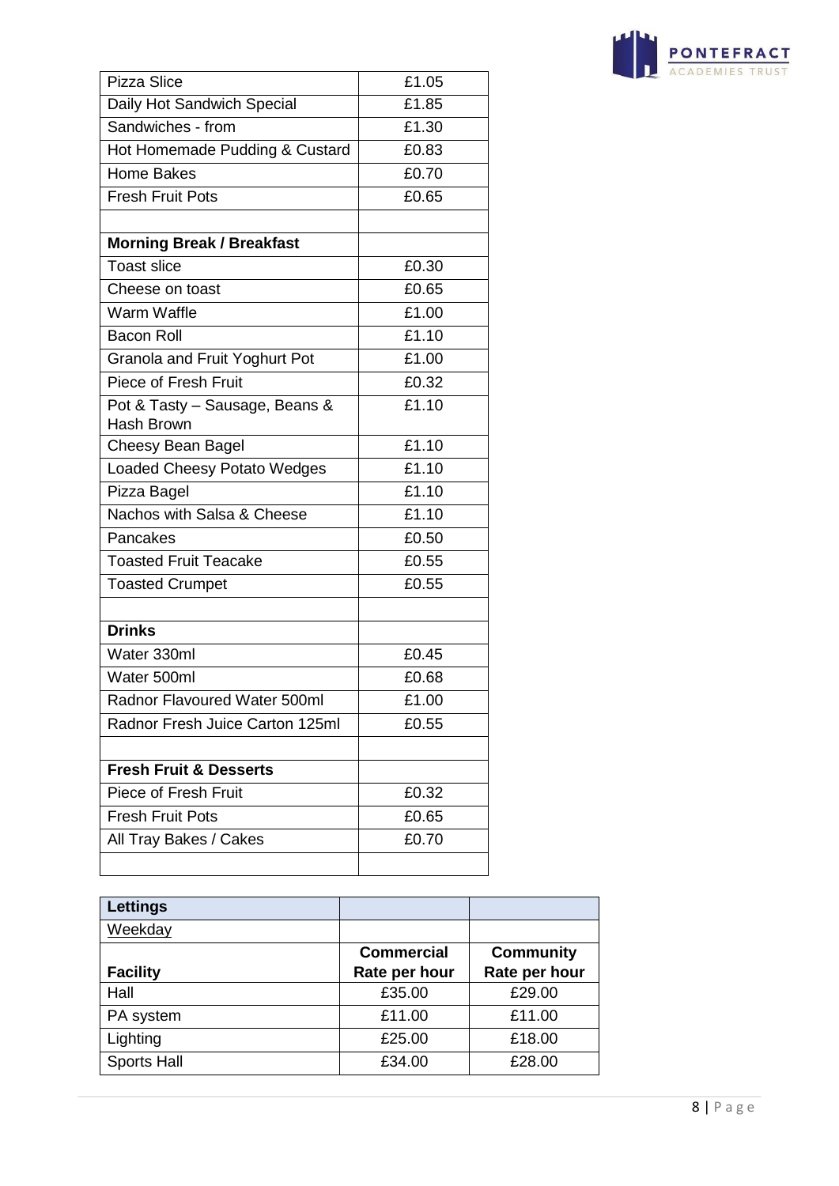| Pizza Slice | £1.05 |
|---|---|
| Daily Hot Sandwich Special | £1.85 |
| Sandwiches - from | £1.30 |
| Hot Homemade Pudding & Custard | £0.83 |
| Home Bakes | £0.70 |
| Fresh Fruit Pots | £0.65 |
| | |
| **Morning Break / Breakfast** | |
| Toast slice | £0.30 |
| Cheese on toast | £0.65 |
| Warm Waffle | £1.00 |
| Bacon Roll | £1.10 |
| Granola and Fruit Yoghurt Pot | £1.00 |
| Piece of Fresh Fruit | £0.32 |
| Pot & Tasty – Sausage, Beans & Hash Brown | £1.10 |
| Cheesy Bean Bagel | £1.10 |
| Loaded Cheesy Potato Wedges | £1.10 |
| Pizza Bagel | £1.10 |
| Nachos with Salsa & Cheese | £1.10 |
| Pancakes | £0.50 |
| Toasted Fruit Teacake | £0.55 |
| Toasted Crumpet | £0.55 |
| | |
| **Drinks** | |
| Water 330ml | £0.45 |
| Water 500ml | £0.68 |
| Radnor Flavoured Water 500ml | £1.00 |
| Radnor Fresh Juice Carton 125ml | £0.55 |
| | |
| **Fresh Fruit & Desserts** | |
| Piece of Fresh Fruit | £0.32 |
| Fresh Fruit Pots | £0.65 |
| All Tray Bakes / Cakes | £0.70 |
| | |

| **Lettings** | | |
|---|---|---|
| Weekday | | |
| **Facility** | **Commercial Rate per hour** | **Community Rate per hour** |
| Hall | £35.00 | £29.00 |
| PA system | £11.00 | £11.00 |
| Lighting | £25.00 | £18.00 |
| Sports Hall | £34.00 | £28.00 |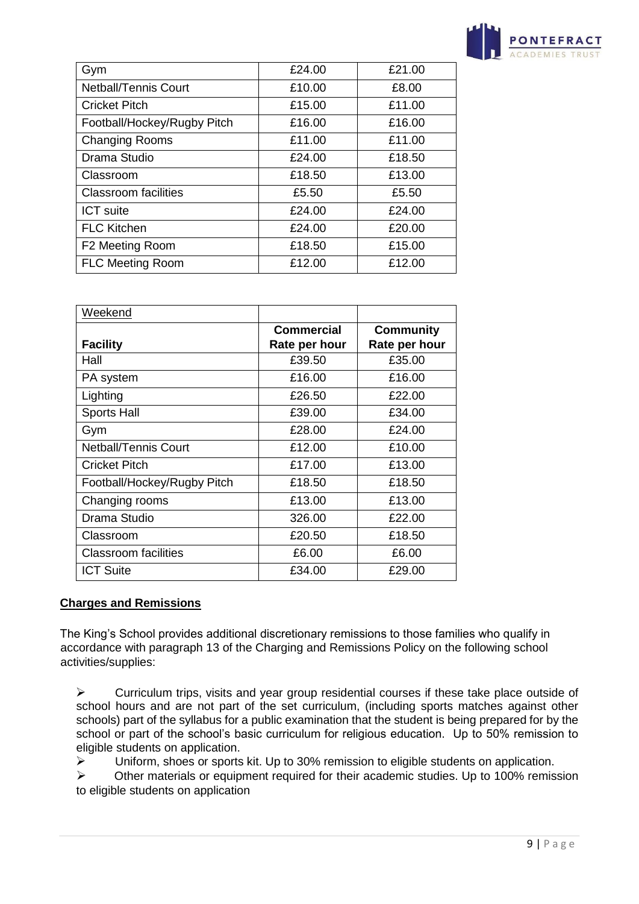| Gym | £24.00 | £21.00 |
|---|---|---|
| Netball/Tennis Court | £10.00 | £8.00 |
| Cricket Pitch | £15.00 | £11.00 |
| Football/Hockey/Rugby Pitch | £16.00 | £16.00 |
| Changing Rooms | £11.00 | £11.00 |
| Drama Studio | £24.00 | £18.50 |
| Classroom | £18.50 | £13.00 |
| Classroom facilities | £5.50 | £5.50 |
| ICT suite | £24.00 | £24.00 |
| FLC Kitchen | £24.00 | £20.00 |
| F2 Meeting Room | £18.50 | £15.00 |
| FLC Meeting Room | £12.00 | £12.00 |

| Weekend | | |
|---|---|---|
| **Facility** | **Commercial Rate per hour** | **Community Rate per hour** |
| Hall | £39.50 | £35.00 |
| PA system | £16.00 | £16.00 |
| Lighting | £26.50 | £22.00 |
| Sports Hall | £39.00 | £34.00 |
| Gym | £28.00 | £24.00 |
| Netball/Tennis Court | £12.00 | £10.00 |
| Cricket Pitch | £17.00 | £13.00 |
| Football/Hockey/Rugby Pitch | £18.50 | £18.50 |
| Changing rooms | £13.00 | £13.00 |
| Drama Studio | 326.00 | £22.00 |
| Classroom | £20.50 | £18.50 |
| Classroom facilities | £6.00 | £6.00 |
| ICT Suite | £34.00 | £29.00 |

**Charges and Remissions**

The King's School provides additional discretionary remissions to those families who qualify in accordance with paragraph 13 of the Charging and Remissions Policy on the following school activities/supplies:

- Curriculum trips, visits and year group residential courses if these take place outside of school hours and are not part of the set curriculum, (including sports matches against other schools) part of the syllabus for a public examination that the student is being prepared for by the school or part of the school's basic curriculum for religious education. Up to 50% remission to eligible students on application.
- Uniform, shoes or sports kit. Up to 30% remission to eligible students on application.
- Other materials or equipment required for their academic studies. Up to 100% remission to eligible students on application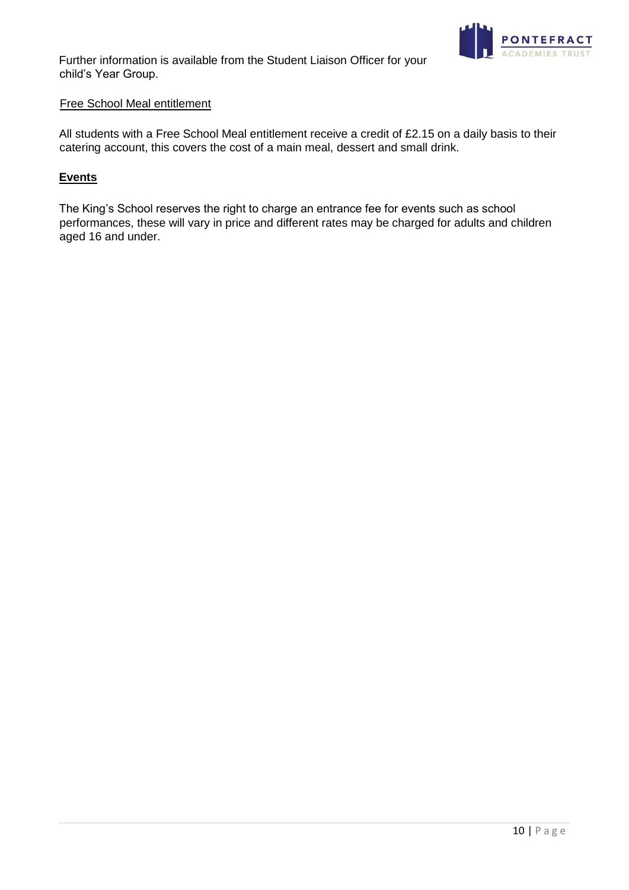Further information is available from the Student Liaison Officer for your child's Year Group.

Free School Meal entitlement

All students with a Free School Meal entitlement receive a credit of £2.15 on a daily basis to their catering account, this covers the cost of a main meal, dessert and small drink.

**Events**

The King's School reserves the right to charge an entrance fee for events such as school performances, these will vary in price and different rates may be charged for adults and children aged 16 and under.